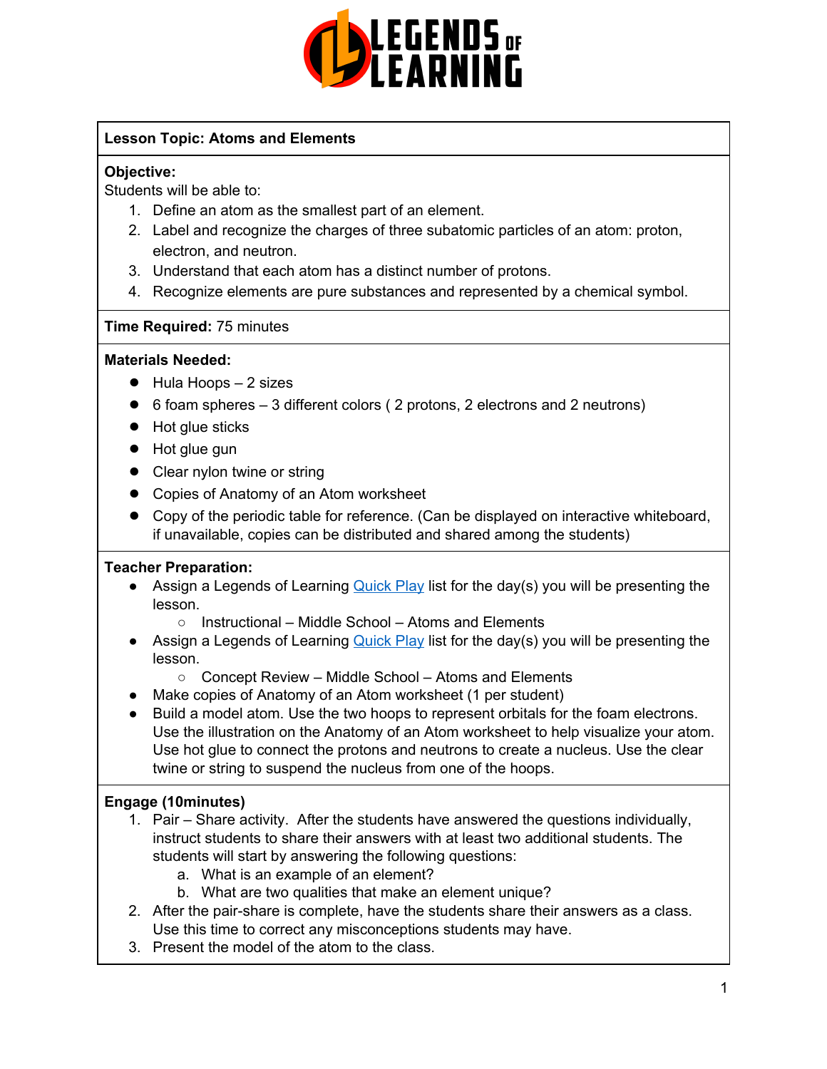**Lesson Topic: Atoms and Elements**

**Objective:**
Students will be able to:

1. Define an atom as the smallest part of an element.
2. Label and recognize the charges of three subatomic particles of an atom: proton, electron, and neutron.
3. Understand that each atom has a distinct number of protons.
4. Recognize elements are pure substances and represented by a chemical symbol.

**Time Required:** 75 minutes

**Materials Needed:**

- Hula Hoops – 2 sizes
- 6 foam spheres – 3 different colors ( 2 protons, 2 electrons and 2 neutrons)
- Hot glue sticks
- Hot glue gun
- Clear nylon twine or string
- Copies of Anatomy of an Atom worksheet
- Copy of the periodic table for reference. (Can be displayed on interactive whiteboard, if unavailable, copies can be distributed and shared among the students)

**Teacher Preparation:**

- Assign a Legends of Learning Quick Play list for the day(s) you will be presenting the lesson.
    - Instructional – Middle School – Atoms and Elements
- Assign a Legends of Learning Quick Play list for the day(s) you will be presenting the lesson.
    - Concept Review – Middle School – Atoms and Elements
- Make copies of Anatomy of an Atom worksheet (1 per student)
- Build a model atom. Use the two hoops to represent orbitals for the foam electrons. Use the illustration on the Anatomy of an Atom worksheet to help visualize your atom. Use hot glue to connect the protons and neutrons to create a nucleus. Use the clear twine or string to suspend the nucleus from one of the hoops.

**Engage (10minutes)**

1. Pair – Share activity. After the students have answered the questions individually, instruct students to share their answers with at least two additional students. The students will start by answering the following questions:
    a. What is an example of an element?
    b. What are two qualities that make an element unique?
2. After the pair-share is complete, have the students share their answers as a class. Use this time to correct any misconceptions students may have.
3. Present the model of the atom to the class.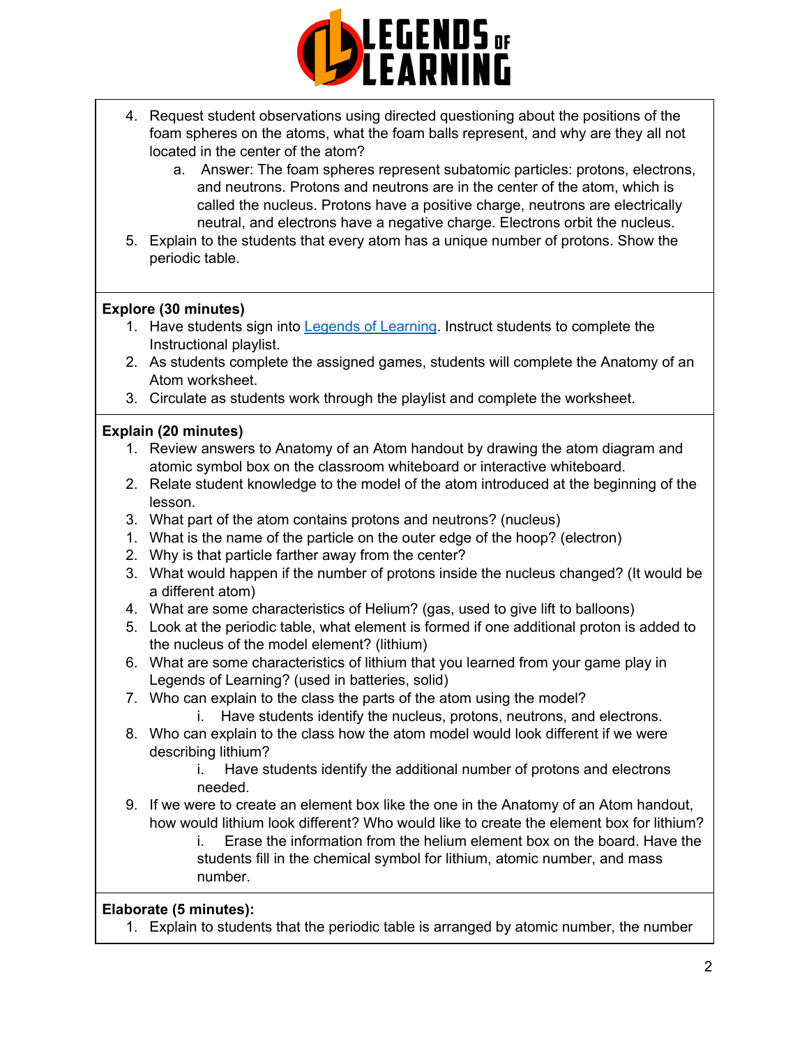4. Request student observations using directed questioning about the positions of the foam spheres on the atoms, what the foam balls represent, and why are they all not located in the center of the atom?
    a. Answer: The foam spheres represent subatomic particles: protons, electrons, and neutrons. Protons and neutrons are in the center of the atom, which is called the nucleus. Protons have a positive charge, neutrons are electrically neutral, and electrons have a negative charge. Electrons orbit the nucleus.
5. Explain to the students that every atom has a unique number of protons. Show the periodic table.

**Explore (30 minutes)**

1. Have students sign into [Legends of Learning](). Instruct students to complete the Instructional playlist.
2. As students complete the assigned games, students will complete the Anatomy of an Atom worksheet.
3. Circulate as students work through the playlist and complete the worksheet.

**Explain (20 minutes)**

1. Review answers to Anatomy of an Atom handout by drawing the atom diagram and atomic symbol box on the classroom whiteboard or interactive whiteboard.
2. Relate student knowledge to the model of the atom introduced at the beginning of the lesson.
3. What part of the atom contains protons and neutrons? (nucleus)

1. What is the name of the particle on the outer edge of the hoop? (electron)
2. Why is that particle farther away from the center?
3. What would happen if the number of protons inside the nucleus changed? (It would be a different atom)
4. What are some characteristics of Helium? (gas, used to give lift to balloons)
5. Look at the periodic table, what element is formed if one additional proton is added to the nucleus of the model element? (lithium)
6. What are some characteristics of lithium that you learned from your game play in Legends of Learning? (used in batteries, solid)
7. Who can explain to the class the parts of the atom using the model?
    i. Have students identify the nucleus, protons, neutrons, and electrons.
8. Who can explain to the class how the atom model would look different if we were describing lithium?
    i. Have students identify the additional number of protons and electrons needed.
9. If we were to create an element box like the one in the Anatomy of an Atom handout, how would lithium look different? Who would like to create the element box for lithium?
    i. Erase the information from the helium element box on the board. Have the students fill in the chemical symbol for lithium, atomic number, and mass number.

**Elaborate (5 minutes):**

1. Explain to students that the periodic table is arranged by atomic number, the number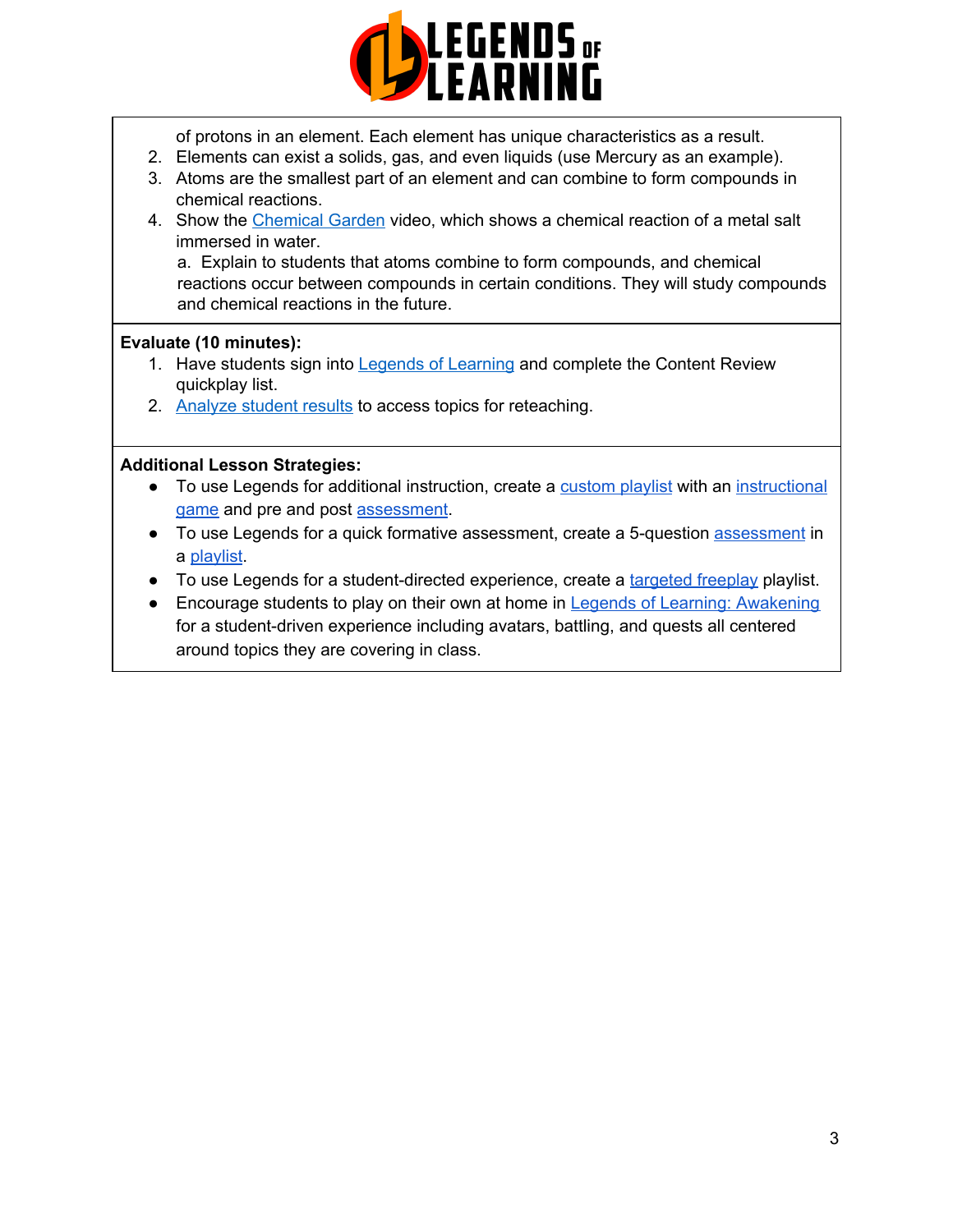of protons in an element. Each element has unique characteristics as a result.

2. Elements can exist a solids, gas, and even liquids (use Mercury as an example).
3. Atoms are the smallest part of an element and can combine to form compounds in chemical reactions.
4. Show the Chemical Garden video, which shows a chemical reaction of a metal salt immersed in water.
   a. Explain to students that atoms combine to form compounds, and chemical reactions occur between compounds in certain conditions. They will study compounds and chemical reactions in the future.

**Evaluate (10 minutes):**

1. Have students sign into Legends of Learning and complete the Content Review quickplay list.
2. Analyze student results to access topics for reteaching.

**Additional Lesson Strategies:**

- To use Legends for additional instruction, create a custom playlist with an instructional game and pre and post assessment.
- To use Legends for a quick formative assessment, create a 5-question assessment in a playlist.
- To use Legends for a student-directed experience, create a targeted freeplay playlist.
- Encourage students to play on their own at home in Legends of Learning: Awakening for a student-driven experience including avatars, battling, and quests all centered around topics they are covering in class.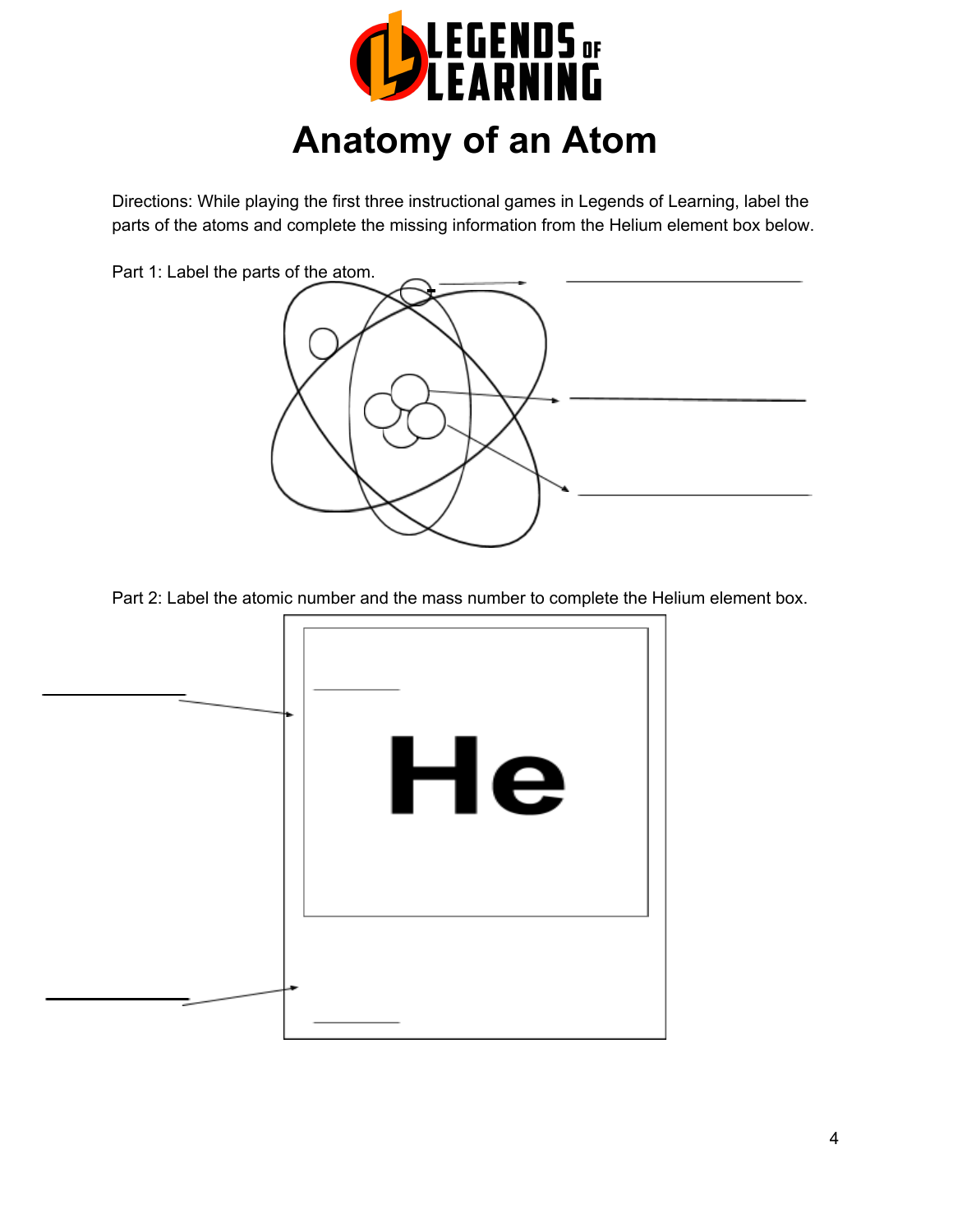# Anatomy of an Atom

Directions: While playing the first three instructional games in Legends of Learning, label the parts of the atoms and complete the missing information from the Helium element box below.

Part 1: Label the parts of the atom.

Part 2: Label the atomic number and the mass number to complete the Helium element box.

He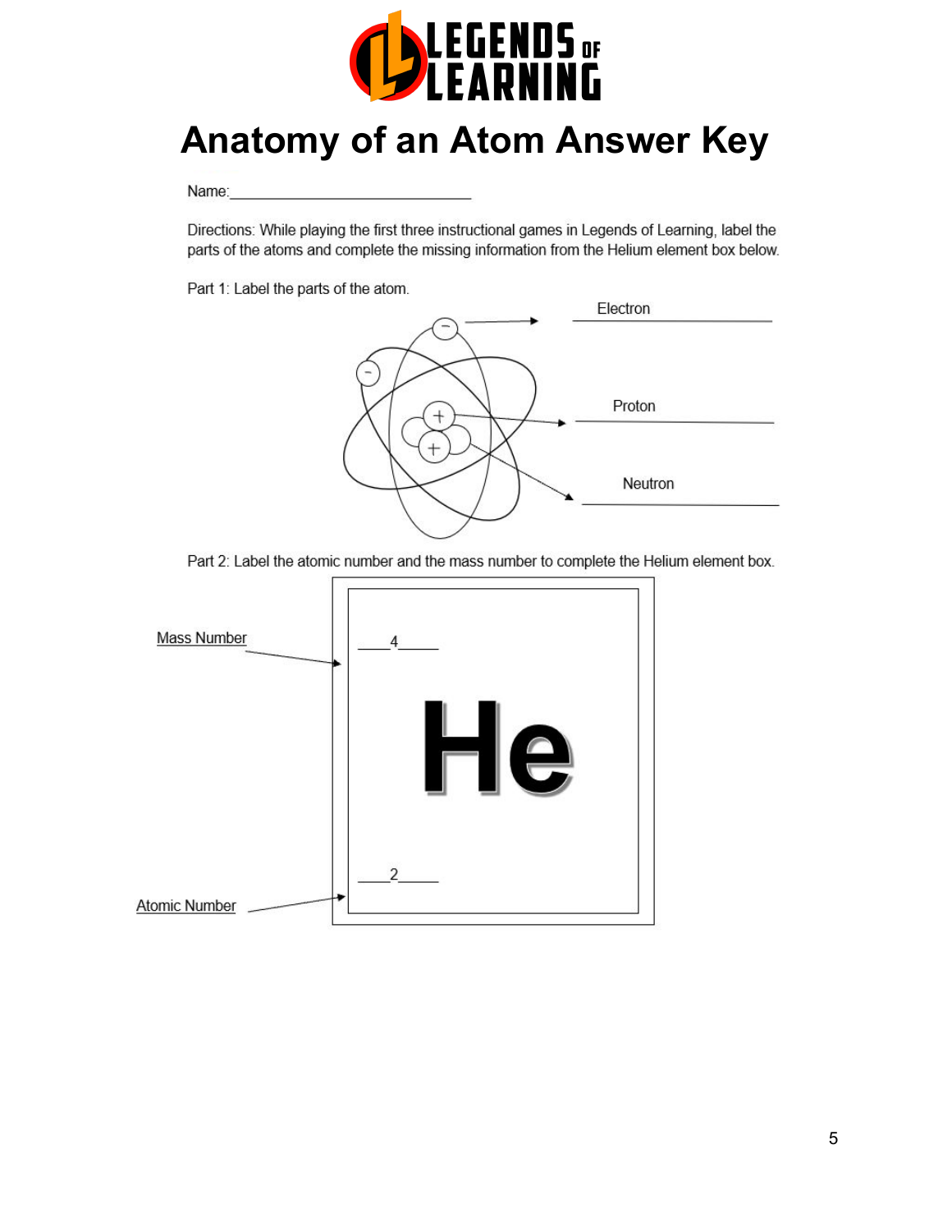# Anatomy of an Atom Answer Key

Name:______________________________

Directions: While playing the first three instructional games in Legends of Learning, label the parts of the atoms and complete the missing information from the Helium element box below.

Part 1: Label the parts of the atom.

Electron

Proton

Neutron

Part 2: Label the atomic number and the mass number to complete the Helium element box.

Mass Number

____4_____

He

____2_____

Atomic Number